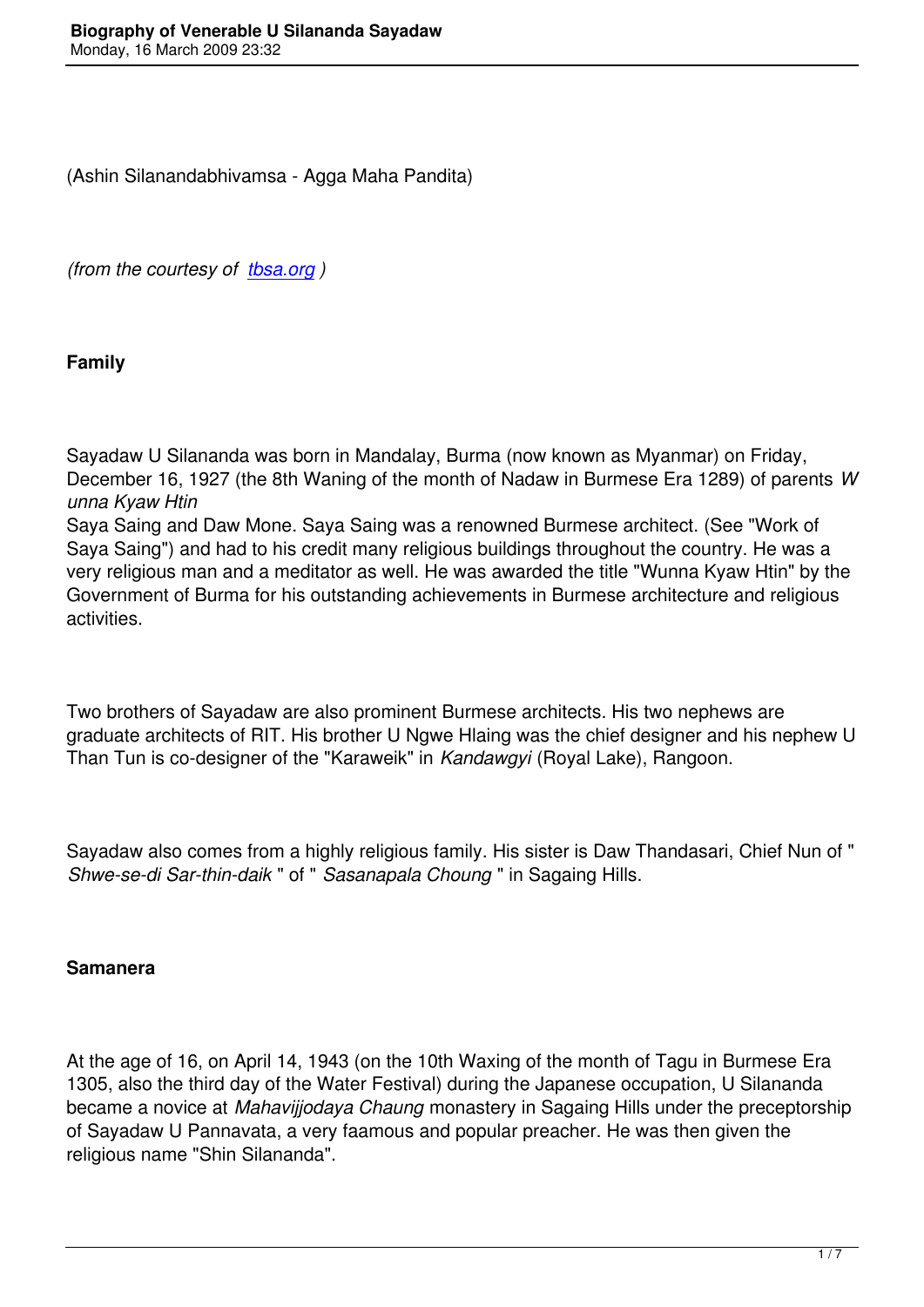(Ashin Silanandabhivamsa - Agga Maha Pandita)

*(from the courtesy of [tbsa.org](tbsa.org))*

**Family**

Sayadaw U Silananda was born in Mandalay, Burma (now known as Myanmar) on Friday, December 16, 1927 (the 8th Waning of the month of Nadaw in Burmese Era 1289) of parents *Wunna Kyaw Htin* Saya Saing and Daw Mone. Saya Saing was a renowned Burmese architect. (See "Work of Saya Saing") and had to his credit many religious buildings throughout the country. He was a very religious man and a meditator as well. He was awarded the title "Wunna Kyaw Htin" by the Government of Burma for his outstanding achievements in Burmese architecture and religious activities.

Two brothers of Sayadaw are also prominent Burmese architects. His two nephews are graduate architects of RIT. His brother U Ngwe Hlaing was the chief designer and his nephew U Than Tun is co-designer of the "Karaweik" in *Kandawgyi* (Royal Lake), Rangoon.

Sayadaw also comes from a highly religious family. His sister is Daw Thandasari, Chief Nun of " *Shwe-se-di Sar-thin-daik* " of " *Sasanapala Choung* " in Sagaing Hills.

**Samanera**

At the age of 16, on April 14, 1943 (on the 10th Waxing of the month of Tagu in Burmese Era 1305, also the third day of the Water Festival) during the Japanese occupation, U Silananda became a novice at *Mahavijjodaya Chaung* monastery in Sagaing Hills under the preceptorship of Sayadaw U Pannavata, a very faamous and popular preacher. He was then given the religious name "Shin Silananda".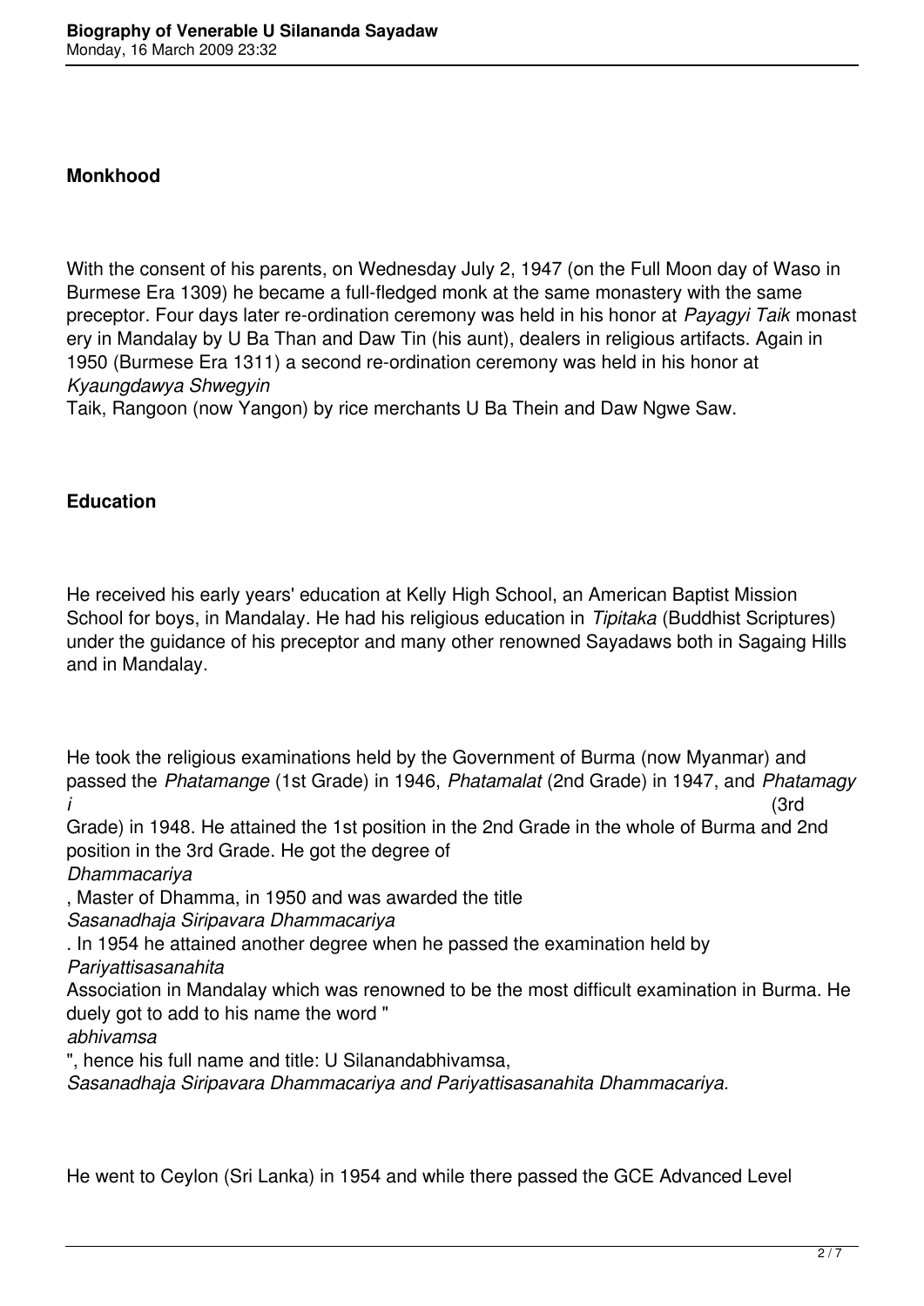**Monkhood**

With the consent of his parents, on Wednesday July 2, 1947 (on the Full Moon day of Waso in Burmese Era 1309) he became a full-fledged monk at the same monastery with the same preceptor. Four days later re-ordination ceremony was held in his honor at *Payagyi Taik* monastery in Mandalay by U Ba Than and Daw Tin (his aunt), dealers in religious artifacts. Again in 1950 (Burmese Era 1311) a second re-ordination ceremony was held in his honor at *Kyaungdawya Shwegyin* Taik, Rangoon (now Yangon) by rice merchants U Ba Thein and Daw Ngwe Saw.

**Education**

He received his early years' education at Kelly High School, an American Baptist Mission School for boys, in Mandalay. He had his religious education in *Tipitaka* (Buddhist Scriptures) under the guidance of his preceptor and many other renowned Sayadaws both in Sagaing Hills and in Mandalay.

He took the religious examinations held by the Government of Burma (now Myanmar) and passed the *Phatamange* (1st Grade) in 1946, *Phatamalat* (2nd Grade) in 1947, and *Phatamagyi* (3rd Grade) in 1948. He attained the 1st position in the 2nd Grade in the whole of Burma and 2nd position in the 3rd Grade. He got the degree of *Dhammacariya*, Master of Dhamma, in 1950 and was awarded the title *Sasanadhaja Siripavara Dhammacariya*. In 1954 he attained another degree when he passed the examination held by *Pariyattisasanahita* Association in Mandalay which was renowned to be the most difficult examination in Burma. He duely got to add to his name the word "*abhivamsa*", hence his full name and title: U Silanandabhivamsa, *Sasanadhaja Siripavara Dhammacariya and Pariyattisasanahita Dhammacariya.*

He went to Ceylon (Sri Lanka) in 1954 and while there passed the GCE Advanced Level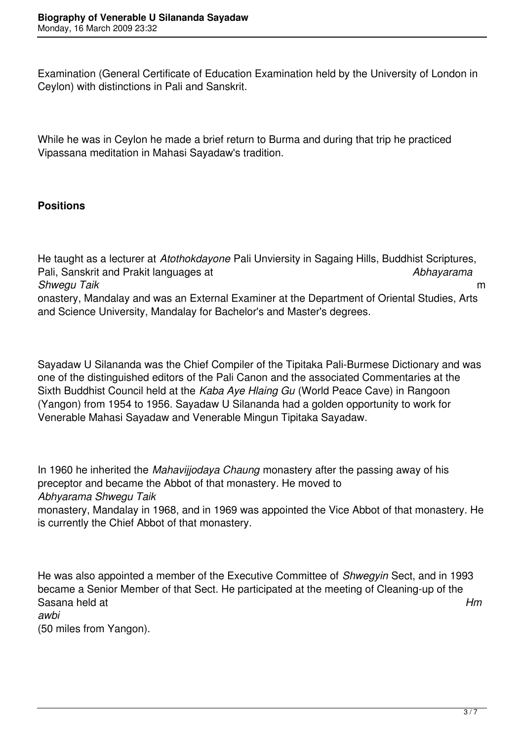Examination (General Certificate of Education Examination held by the University of London in Ceylon) with distinctions in Pali and Sanskrit.

While he was in Ceylon he made a brief return to Burma and during that trip he practiced Vipassana meditation in Mahasi Sayadaw's tradition.

**Positions**

He taught as a lecturer at *Atothokdayone* Pali Unviersity in Sagaing Hills, Buddhist Scriptures, Pali, Sanskrit and Prakit languages at *Abhayarama Shwegu Taik* monastery, Mandalay and was an External Examiner at the Department of Oriental Studies, Arts and Science University, Mandalay for Bachelor's and Master's degrees.

Sayadaw U Silananda was the Chief Compiler of the Tipitaka Pali-Burmese Dictionary and was one of the distinguished editors of the Pali Canon and the associated Commentaries at the Sixth Buddhist Council held at the *Kaba Aye Hlaing Gu* (World Peace Cave) in Rangoon (Yangon) from 1954 to 1956. Sayadaw U Silananda had a golden opportunity to work for Venerable Mahasi Sayadaw and Venerable Mingun Tipitaka Sayadaw.

In 1960 he inherited the *Mahavijjodaya Chaung* monastery after the passing away of his preceptor and became the Abbot of that monastery. He moved to *Abhyarama Shwegu Taik* monastery, Mandalay in 1968, and in 1969 was appointed the Vice Abbot of that monastery. He is currently the Chief Abbot of that monastery.

He was also appointed a member of the Executive Committee of *Shwegyin* Sect, and in 1993 became a Senior Member of that Sect. He participated at the meeting of Cleaning-up of the Sasana held at *Hmawbi* (50 miles from Yangon).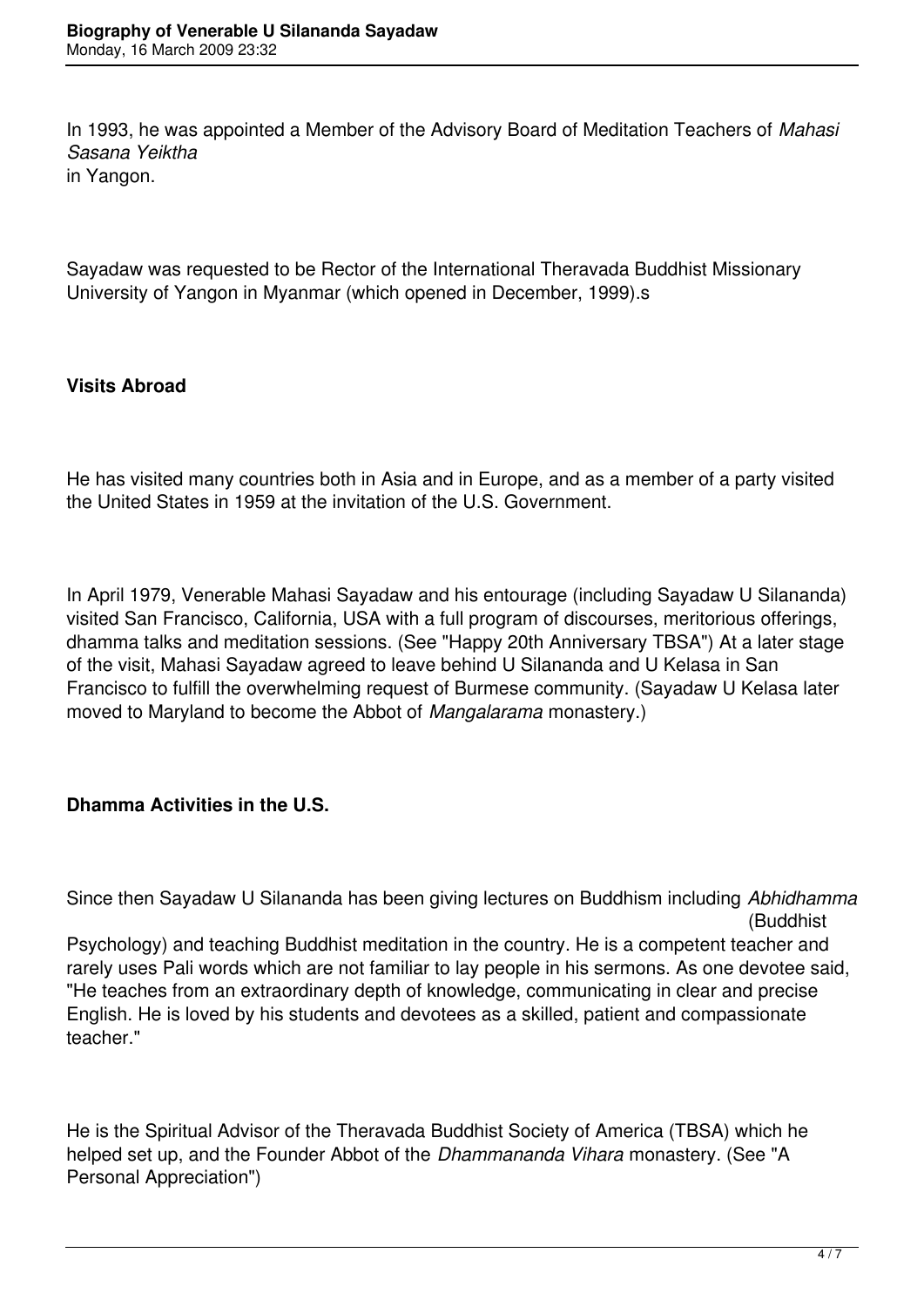In 1993, he was appointed a Member of the Advisory Board of Meditation Teachers of *Mahasi Sasana Yeiktha* in Yangon.

Sayadaw was requested to be Rector of the International Theravada Buddhist Missionary University of Yangon in Myanmar (which opened in December, 1999).s

**Visits Abroad**

He has visited many countries both in Asia and in Europe, and as a member of a party visited the United States in 1959 at the invitation of the U.S. Government.

In April 1979, Venerable Mahasi Sayadaw and his entourage (including Sayadaw U Silananda) visited San Francisco, California, USA with a full program of discourses, meritorious offerings, dhamma talks and meditation sessions. (See "Happy 20th Anniversary TBSA") At a later stage of the visit, Mahasi Sayadaw agreed to leave behind U Silananda and U Kelasa in San Francisco to fulfill the overwhelming request of Burmese community. (Sayadaw U Kelasa later moved to Maryland to become the Abbot of *Mangalarama* monastery.)

**Dhamma Activities in the U.S.**

Since then Sayadaw U Silananda has been giving lectures on Buddhism including *Abhidhamma* (Buddhist Psychology) and teaching Buddhist meditation in the country. He is a competent teacher and rarely uses Pali words which are not familiar to lay people in his sermons. As one devotee said, "He teaches from an extraordinary depth of knowledge, communicating in clear and precise English. He is loved by his students and devotees as a skilled, patient and compassionate teacher."

He is the Spiritual Advisor of the Theravada Buddhist Society of America (TBSA) which he helped set up, and the Founder Abbot of the *Dhammananda Vihara* monastery. (See "A Personal Appreciation")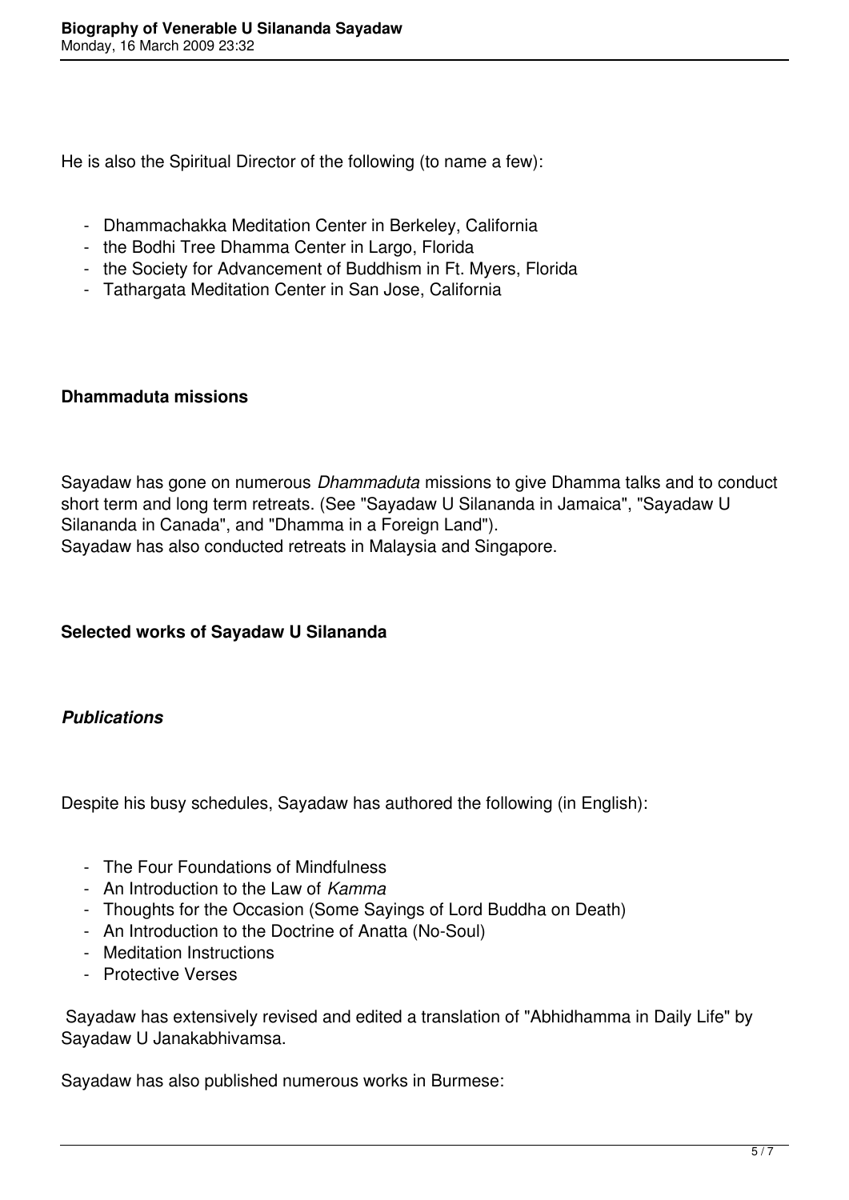He is also the Spiritual Director of the following (to name a few):

- Dhammachakka Meditation Center in Berkeley, California
- the Bodhi Tree Dhamma Center in Largo, Florida
- the Society for Advancement of Buddhism in Ft. Myers, Florida
- Tathargata Meditation Center in San Jose, California

**Dhammaduta missions**

Sayadaw has gone on numerous *Dhammaduta* missions to give Dhamma talks and to conduct short term and long term retreats. (See "Sayadaw U Silananda in Jamaica", "Sayadaw U Silananda in Canada", and "Dhamma in a Foreign Land").
Sayadaw has also conducted retreats in Malaysia and Singapore.

**Selected works of Sayadaw U Silananda**

***Publications***

Despite his busy schedules, Sayadaw has authored the following (in English):

- The Four Foundations of Mindfulness
- An Introduction to the Law of *Kamma*
- Thoughts for the Occasion (Some Sayings of Lord Buddha on Death)
- An Introduction to the Doctrine of Anatta (No-Soul)
- Meditation Instructions
- Protective Verses

Sayadaw has extensively revised and edited a translation of "Abhidhamma in Daily Life" by Sayadaw U Janakabhivamsa.

Sayadaw has also published numerous works in Burmese: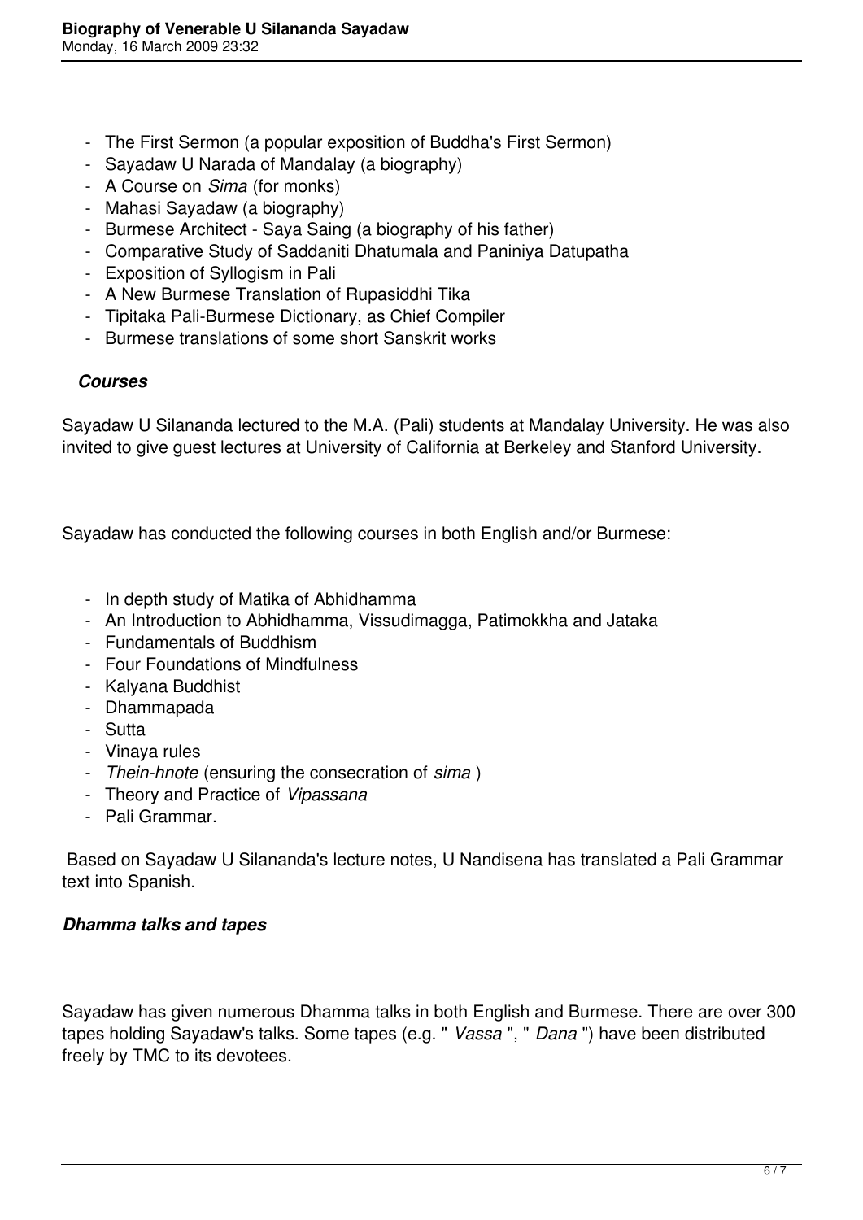- The First Sermon (a popular exposition of Buddha's First Sermon)
- Sayadaw U Narada of Mandalay (a biography)
- A Course on *Sima* (for monks)
- Mahasi Sayadaw (a biography)
- Burmese Architect - Saya Saing (a biography of his father)
- Comparative Study of Saddaniti Dhatumala and Paniniya Datupatha
- Exposition of Syllogism in Pali
- A New Burmese Translation of Rupasiddhi Tika
- Tipitaka Pali-Burmese Dictionary, as Chief Compiler
- Burmese translations of some short Sanskrit works

### *Courses*

Sayadaw U Silananda lectured to the M.A. (Pali) students at Mandalay University. He was also invited to give guest lectures at University of California at Berkeley and Stanford University.

Sayadaw has conducted the following courses in both English and/or Burmese:

- In depth study of Matika of Abhidhamma
- An Introduction to Abhidhamma, Vissudimagga, Patimokkha and Jataka
- Fundamentals of Buddhism
- Four Foundations of Mindfulness
- Kalyana Buddhist
- Dhammapada
- Sutta
- Vinaya rules
- *Thein-hnote* (ensuring the consecration of *sima* )
- Theory and Practice of *Vipassana*
- Pali Grammar.

Based on Sayadaw U Silananda's lecture notes, U Nandisena has translated a Pali Grammar text into Spanish.

### *Dhamma talks and tapes*

Sayadaw has given numerous Dhamma talks in both English and Burmese. There are over 300 tapes holding Sayadaw's talks. Some tapes (e.g. " *Vassa* ", " *Dana* ") have been distributed freely by TMC to its devotees.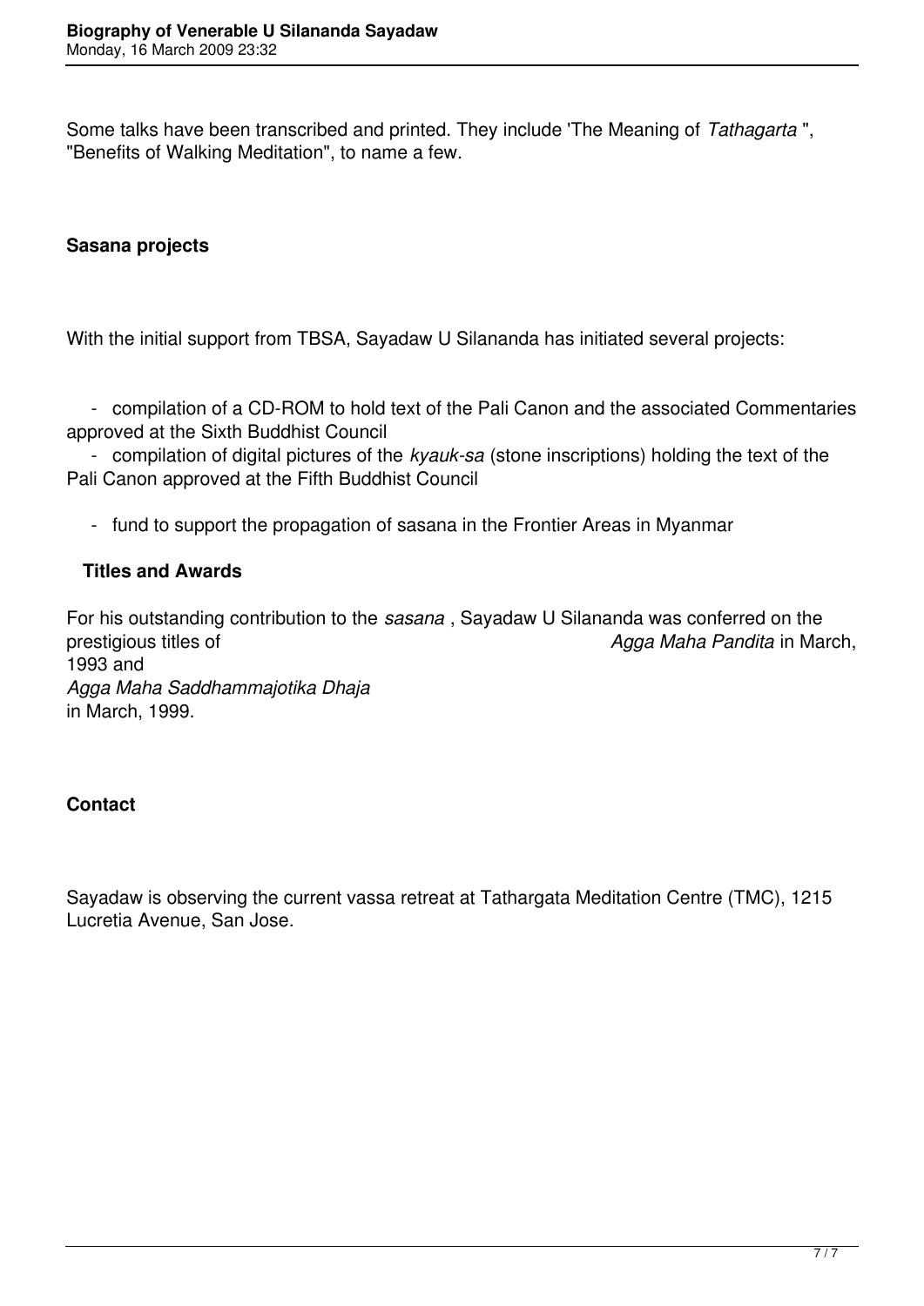Some talks have been transcribed and printed. They include 'The Meaning of *Tathagarta* ", "Benefits of Walking Meditation", to name a few.

## Sasana projects

With the initial support from TBSA, Sayadaw U Silananda has initiated several projects:

- compilation of a CD-ROM to hold text of the Pali Canon and the associated Commentaries approved at the Sixth Buddhist Council
- compilation of digital pictures of the *kyauk-sa* (stone inscriptions) holding the text of the Pali Canon approved at the Fifth Buddhist Council
- fund to support the propagation of sasana in the Frontier Areas in Myanmar

## Titles and Awards

For his outstanding contribution to the *sasana* , Sayadaw U Silananda was conferred on the prestigious titles of *Agga Maha Pandita* in March, 1993 and *Agga Maha Saddhammajotika Dhaja* in March, 1999.

## Contact

Sayadaw is observing the current vassa retreat at Tathargata Meditation Centre (TMC), 1215 Lucretia Avenue, San Jose.